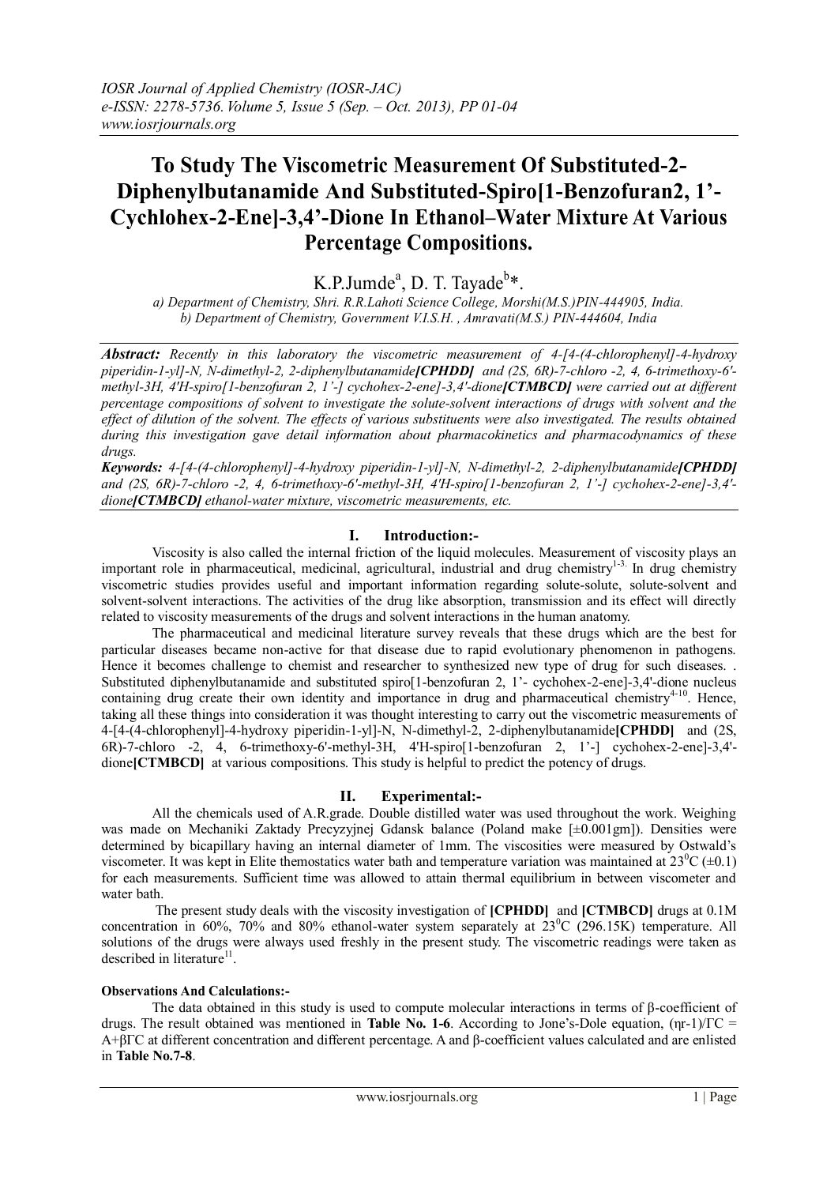# To Study The Viscometric Measurement Of Substituted-2-Diphenylbutanamide And Substituted-Spiro[1-Benzofuran2, 1'-Cychlohex-2-Ene]-3,4'-Dione In Ethanol–Water Mixture At Various Percentage Compositions.

K.P.Jumde[a], D. T. Tayade[b]*.

*a) Department of Chemistry, Shri. R.R.Lahoti Science College, Morshi(M.S.)PIN-444905, India.*
*b) Department of Chemistry, Government V.I.S.H. , Amravati(M.S.) PIN-444604, India*

***Abstract:*** *Recently in this laboratory the viscometric measurement of 4-[4-(4-chlorophenyl]-4-hydroxy piperidin-1-yl]-N, N-dimethyl-2, 2-diphenylbutanamide**[CPHDD]** and (2S, 6R)-7-chloro -2, 4, 6-trimethoxy-6'-methyl-3H, 4'H-spiro[1-benzofuran 2, 1'-] cychohex-2-ene]-3,4'-dione**[CTMBCD]** were carried out at different percentage compositions of solvent to investigate the solute-solvent interactions of drugs with solvent and the effect of dilution of the solvent. The effects of various substituents were also investigated. The results obtained during this investigation gave detail information about pharmacokinetics and pharmacodynamics of these drugs.*

***Keywords:*** *4-[4-(4-chlorophenyl]-4-hydroxy piperidin-1-yl]-N, N-dimethyl-2, 2-diphenylbutanamide**[CPHDD]** and (2S, 6R)-7-chloro -2, 4, 6-trimethoxy-6'-methyl-3H, 4'H-spiro[1-benzofuran 2, 1'-] cychohex-2-ene]-3,4'-dione**[CTMBCD]** ethanol-water mixture, viscometric measurements, etc.*

## I. Introduction:-

Viscosity is also called the internal friction of the liquid molecules. Measurement of viscosity plays an important role in pharmaceutical, medicinal, agricultural, industrial and drug chemistry[1-3]. In drug chemistry viscometric studies provides useful and important information regarding solute-solute, solute-solvent and solvent-solvent interactions. The activities of the drug like absorption, transmission and its effect will directly related to viscosity measurements of the drugs and solvent interactions in the human anatomy.

The pharmaceutical and medicinal literature survey reveals that these drugs which are the best for particular diseases became non-active for that disease due to rapid evolutionary phenomenon in pathogens. Hence it becomes challenge to chemist and researcher to synthesized new type of drug for such diseases. . Substituted diphenylbutanamide and substituted spiro[1-benzofuran 2, 1'- cychohex-2-ene]-3,4'-dione nucleus containing drug create their own identity and importance in drug and pharmaceutical chemistry[4-10]. Hence, taking all these things into consideration it was thought interesting to carry out the viscometric measurements of 4-[4-(4-chlorophenyl]-4-hydroxy piperidin-1-yl]-N, N-dimethyl-2, 2-diphenylbutanamide**[CPHDD]** and (2S, 6R)-7-chloro -2, 4, 6-trimethoxy-6'-methyl-3H, 4'H-spiro[1-benzofuran 2, 1'-] cychohex-2-ene]-3,4'-dione**[CTMBCD]** at various compositions. This study is helpful to predict the potency of drugs.

## II. Experimental:-

All the chemicals used of A.R.grade. Double distilled water was used throughout the work. Weighing was made on Mechaniki Zaktady Precyzyjnej Gdansk balance (Poland make [±0.001gm]). Densities were determined by bicapillary having an internal diameter of 1mm. The viscosities were measured by Ostwald's viscometer. It was kept in Elite themostatics water bath and temperature variation was maintained at $23^0$C (±0.1) for each measurements. Sufficient time was allowed to attain thermal equilibrium in between viscometer and water bath.

The present study deals with the viscosity investigation of **[CPHDD]** and **[CTMBCD]** drugs at 0.1M concentration in 60%, 70% and 80% ethanol-water system separately at $23^0$C (296.15K) temperature. All solutions of the drugs were always used freshly in the present study. The viscometric readings were taken as described in literature[11].

**Observations And Calculations:-**

The data obtained in this study is used to compute molecular interactions in terms of β-coefficient of drugs. The result obtained was mentioned in **Table No. 1-6**. According to Jone's-Dole equation, $(\eta r\text{-}1)/\Gamma C = A+\beta\Gamma C$ at different concentration and different percentage. A and β-coefficient values calculated and are enlisted in **Table No.7-8**.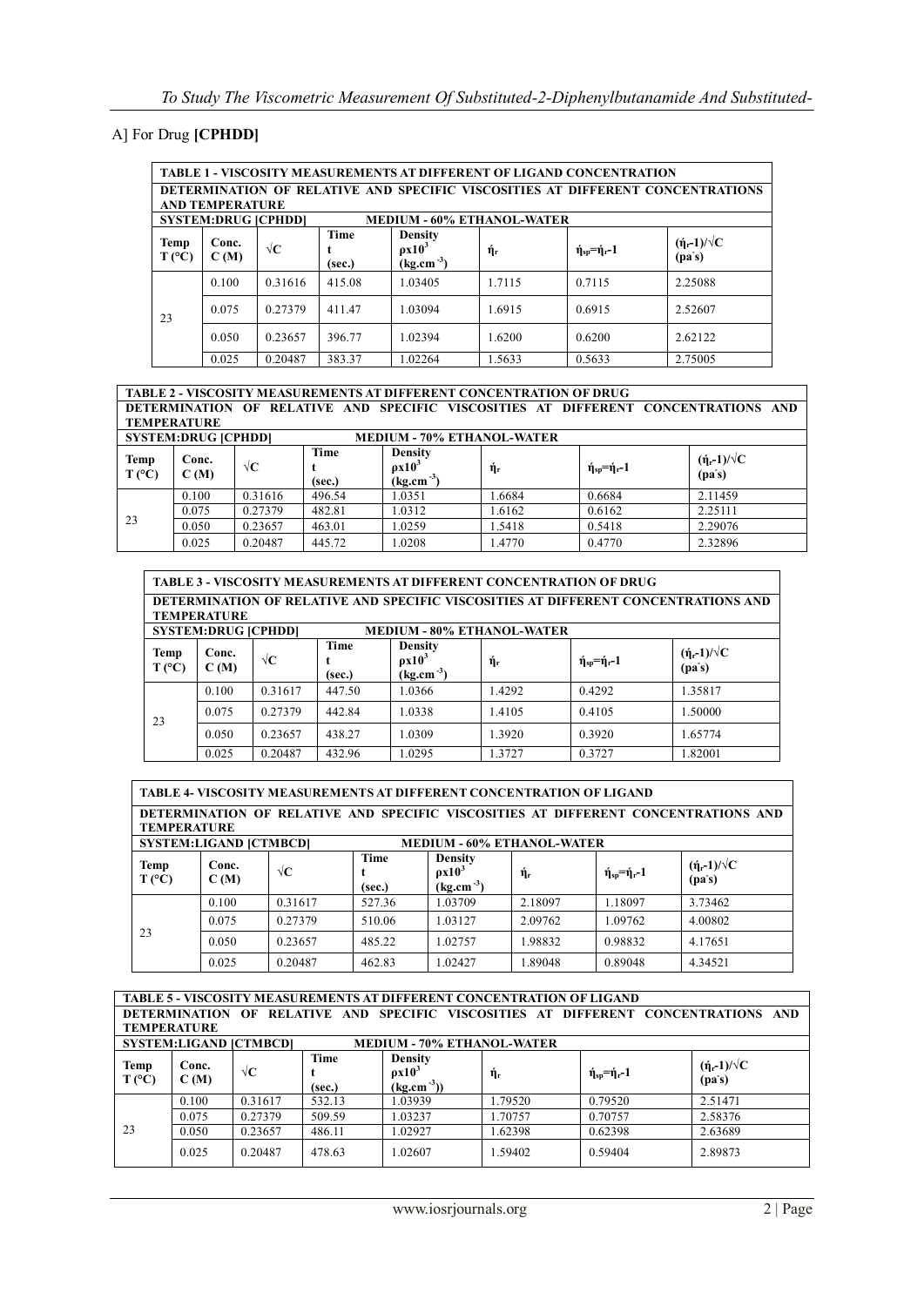A] For Drug **[CPHDD]**

| **TABLE 1 - VISCOSITY MEASUREMENTS AT DIFFERENT OF LIGAND CONCENTRATION** | | | | | | | |
|---|---|---|---|---|---|---|---|
| **DETERMINATION OF RELATIVE AND SPECIFIC VISCOSITIES AT DIFFERENT CONCENTRATIONS AND TEMPERATURE** | | | | | | | |
| **SYSTEM:DRUG [CPHDD]** | | | **MEDIUM - 60% ETHANOL-WATER** | | | | |
| **Temp T (°C)** | **Conc. C (M)** | **$\sqrt{C}$** | **Time t (sec.)** | **Density $\rho x10^3$ ($kg.cm^{-3}$)** | **$\acute{\eta}_r$** | **$\acute{\eta}_{sp}=\acute{\eta}_r-1$** | **$(\acute{\eta}_r-1)/\sqrt{C}$ (pa s)** |
| 23 | 0.100 | 0.31616 | 415.08 | 1.03405 | 1.7115 | 0.7115 | 2.25088 |
| | 0.075 | 0.27379 | 411.47 | 1.03094 | 1.6915 | 0.6915 | 2.52607 |
| | 0.050 | 0.23657 | 396.77 | 1.02394 | 1.6200 | 0.6200 | 2.62122 |
| | 0.025 | 0.20487 | 383.37 | 1.02264 | 1.5633 | 0.5633 | 2.75005 |

| **TABLE 2 - VISCOSITY MEASUREMENTS AT DIFFERENT CONCENTRATION OF DRUG** | | | | | | | |
|---|---|---|---|---|---|---|---|
| **DETERMINATION OF RELATIVE AND SPECIFIC VISCOSITIES AT DIFFERENT CONCENTRATIONS AND TEMPERATURE** | | | | | | | |
| **SYSTEM:DRUG [CPHDD]** | | | **MEDIUM - 70% ETHANOL-WATER** | | | | |
| **Temp T (°C)** | **Conc. C (M)** | **$\sqrt{C}$** | **Time t (sec.)** | **Density $\rho x10^3$ ($kg.cm^{-3}$)** | **$\acute{\eta}_r$** | **$\acute{\eta}_{sp}=\acute{\eta}_r-1$** | **$(\acute{\eta}_r-1)/\sqrt{C}$ (pa s)** |
| 23 | 0.100 | 0.31616 | 496.54 | 1.0351 | 1.6684 | 0.6684 | 2.11459 |
| | 0.075 | 0.27379 | 482.81 | 1.0312 | 1.6162 | 0.6162 | 2.25111 |
| | 0.050 | 0.23657 | 463.01 | 1.0259 | 1.5418 | 0.5418 | 2.29076 |
| | 0.025 | 0.20487 | 445.72 | 1.0208 | 1.4770 | 0.4770 | 2.32896 |

| **TABLE 3 - VISCOSITY MEASUREMENTS AT DIFFERENT CONCENTRATION OF DRUG** | | | | | | | |
|---|---|---|---|---|---|---|---|
| **DETERMINATION OF RELATIVE AND SPECIFIC VISCOSITIES AT DIFFERENT CONCENTRATIONS AND TEMPERATURE** | | | | | | | |
| **SYSTEM:DRUG [CPHDD]** | | | **MEDIUM - 80% ETHANOL-WATER** | | | | |
| **Temp T (°C)** | **Conc. C (M)** | **$\sqrt{C}$** | **Time t (sec.)** | **Density $\rho x10^3$ ($kg.cm^{-3}$)** | **$\acute{\eta}_r$** | **$\acute{\eta}_{sp}=\acute{\eta}_r-1$** | **$(\acute{\eta}_r-1)/\sqrt{C}$ (pa s)** |
| 23 | 0.100 | 0.31617 | 447.50 | 1.0366 | 1.4292 | 0.4292 | 1.35817 |
| | 0.075 | 0.27379 | 442.84 | 1.0338 | 1.4105 | 0.4105 | 1.50000 |
| | 0.050 | 0.23657 | 438.27 | 1.0309 | 1.3920 | 0.3920 | 1.65774 |
| | 0.025 | 0.20487 | 432.96 | 1.0295 | 1.3727 | 0.3727 | 1.82001 |

| **TABLE 4- VISCOSITY MEASUREMENTS AT DIFFERENT CONCENTRATION OF LIGAND** | | | | | | | |
|---|---|---|---|---|---|---|---|
| **DETERMINATION OF RELATIVE AND SPECIFIC VISCOSITIES AT DIFFERENT CONCENTRATIONS AND TEMPERATURE** | | | | | | | |
| **SYSTEM:LIGAND [CTMBCD]** | | | **MEDIUM - 60% ETHANOL-WATER** | | | | |
| **Temp T (°C)** | **Conc. C (M)** | **$\sqrt{C}$** | **Time t (sec.)** | **Density $\rho x10^3$ ($kg.cm^{-3}$)** | **$\acute{\eta}_r$** | **$\acute{\eta}_{sp}=\acute{\eta}_r-1$** | **$(\acute{\eta}_r-1)/\sqrt{C}$ (pa s)** |
| 23 | 0.100 | 0.31617 | 527.36 | 1.03709 | 2.18097 | 1.18097 | 3.73462 |
| | 0.075 | 0.27379 | 510.06 | 1.03127 | 2.09762 | 1.09762 | 4.00802 |
| | 0.050 | 0.23657 | 485.22 | 1.02757 | 1.98832 | 0.98832 | 4.17651 |
| | 0.025 | 0.20487 | 462.83 | 1.02427 | 1.89048 | 0.89048 | 4.34521 |

| **TABLE 5 - VISCOSITY MEASUREMENTS AT DIFFERENT CONCENTRATION OF LIGAND** | | | | | | | |
|---|---|---|---|---|---|---|---|
| **DETERMINATION OF RELATIVE AND SPECIFIC VISCOSITIES AT DIFFERENT CONCENTRATIONS AND TEMPERATURE** | | | | | | | |
| **SYSTEM:LIGAND [CTMBCD]** | | | **MEDIUM - 70% ETHANOL-WATER** | | | | |
| **Temp T (°C)** | **Conc. C (M)** | **$\sqrt{C}$** | **Time t (sec.)** | **Density $\rho x10^3$ ($kg.cm^{-3}$))** | **$\acute{\eta}_r$** | **$\acute{\eta}_{sp}=\acute{\eta}_r-1$** | **$(\acute{\eta}_r-1)/\sqrt{C}$ (pa s)** |
| 23 | 0.100 | 0.31617 | 532.13 | 1.03939 | 1.79520 | 0.79520 | 2.51471 |
| | 0.075 | 0.27379 | 509.59 | 1.03237 | 1.70757 | 0.70757 | 2.58376 |
| | 0.050 | 0.23657 | 486.11 | 1.02927 | 1.62398 | 0.62398 | 2.63689 |
| | 0.025 | 0.20487 | 478.63 | 1.02607 | 1.59402 | 0.59404 | 2.89873 |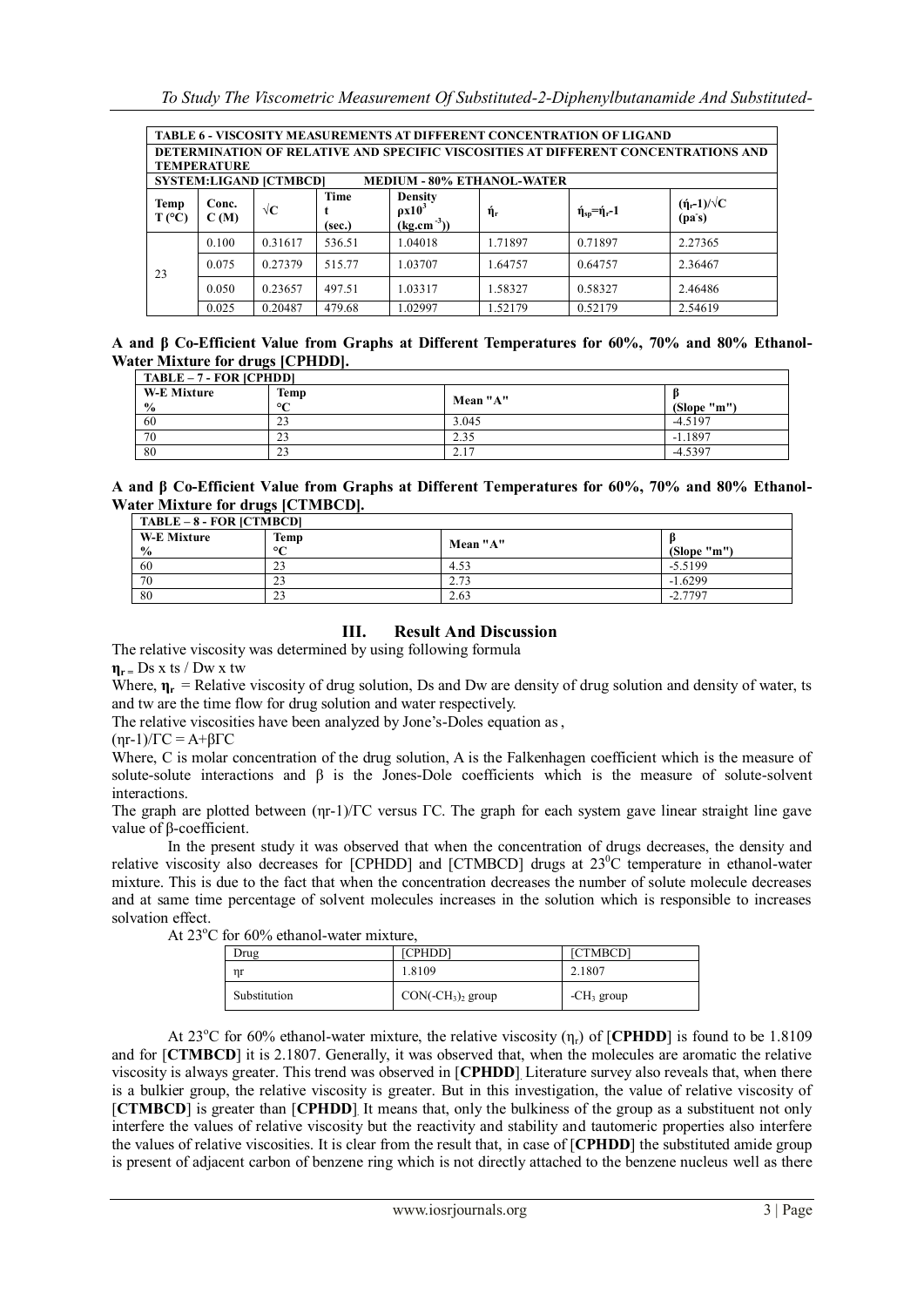| TABLE 6 - VISCOSITY MEASUREMENTS AT DIFFERENT CONCENTRATION OF LIGAND | | | | | | | |
|---|---|---|---|---|---|---|---|
| DETERMINATION OF RELATIVE AND SPECIFIC VISCOSITIES AT DIFFERENT CONCENTRATIONS AND TEMPERATURE | | | | | | | |
| SYSTEM:LIGAND [CTMBCD] | | | MEDIUM - 80% ETHANOL-WATER | | | | |
| Temp T (°C) | Conc. C (M) | √C | Time t (sec.) | Density $\rho x10^3$ ($kg.cm^{-3}$)) | ή$_r$ | ή$_{sp}$=ή$_r$-1 | (ή$_r$-1)/√C (pa's) |
| 23 | 0.100 | 0.31617 | 536.51 | 1.04018 | 1.71897 | 0.71897 | 2.27365 |
| | 0.075 | 0.27379 | 515.77 | 1.03707 | 1.64757 | 0.64757 | 2.36467 |
| | 0.050 | 0.23657 | 497.51 | 1.03317 | 1.58327 | 0.58327 | 2.46486 |
| | 0.025 | 0.20487 | 479.68 | 1.02997 | 1.52179 | 0.52179 | 2.54619 |

**A and β Co-Efficient Value from Graphs at Different Temperatures for 60%, 70% and 80% Ethanol-Water Mixture for drugs [CPHDD].**

| TABLE – 7 - FOR [CPHDD] | | | |
|---|---|---|---|
| W-E Mixture % | Temp °C | Mean "A" | β (Slope "m") |
| 60 | 23 | 3.045 | -4.5197 |
| 70 | 23 | 2.35 | -1.1897 |
| 80 | 23 | 2.17 | -4.5397 |

**A and β Co-Efficient Value from Graphs at Different Temperatures for 60%, 70% and 80% Ethanol-Water Mixture for drugs [CTMBCD].**

| TABLE – 8 - FOR [CTMBCD] | | | |
|---|---|---|---|
| W-E Mixture % | Temp °C | Mean "A" | β (Slope "m") |
| 60 | 23 | 4.53 | -5.5199 |
| 70 | 23 | 2.73 | -1.6299 |
| 80 | 23 | 2.63 | -2.7797 |

## III. Result And Discussion

The relative viscosity was determined by using following formula

$\eta_r$ = Ds x ts / Dw x tw

Where, $\eta_r$ = Relative viscosity of drug solution, Ds and Dw are density of drug solution and density of water, ts and tw are the time flow for drug solution and water respectively.

The relative viscosities have been analyzed by Jone's-Doles equation as ,

(ηr-1)/ΓC = A+βΓC

Where, C is molar concentration of the drug solution, A is the Falkenhagen coefficient which is the measure of solute-solute interactions and β is the Jones-Dole coefficients which is the measure of solute-solvent interactions.

The graph are plotted between (ηr-1)/ΓC versus ΓC. The graph for each system gave linear straight line gave value of β-coefficient.

In the present study it was observed that when the concentration of drugs decreases, the density and relative viscosity also decreases for [CPHDD] and [CTMBCD] drugs at $23^0$C temperature in ethanol-water mixture. This is due to the fact that when the concentration decreases the number of solute molecule decreases and at same time percentage of solvent molecules increases in the solution which is responsible to increases solvation effect.

At 23°C for 60% ethanol-water mixture,

| Drug | [CPHDD] | [CTMBCD] |
|---|---|---|
| ηr | 1.8109 | 2.1807 |
| Substitution | CON(-$CH_3$)$_2$ group | -$CH_3$ group |

At 23°C for 60% ethanol-water mixture, the relative viscosity ($\eta_r$) of **[CPHDD]** is found to be 1.8109 and for **[CTMBCD]** it is 2.1807. Generally, it was observed that, when the molecules are aromatic the relative viscosity is always greater. This trend was observed in **[CPHDD]**. Literature survey also reveals that, when there is a bulkier group, the relative viscosity is greater. But in this investigation, the value of relative viscosity of **[CTMBCD]** is greater than **[CPHDD]**. It means that, only the bulkiness of the group as a substituent not only interfere the values of relative viscosity but the reactivity and stability and tautomeric properties also interfere the values of relative viscosities. It is clear from the result that, in case of **[CPHDD]** the substituted amide group is present of adjacent carbon of benzene ring which is not directly attached to the benzene nucleus well as there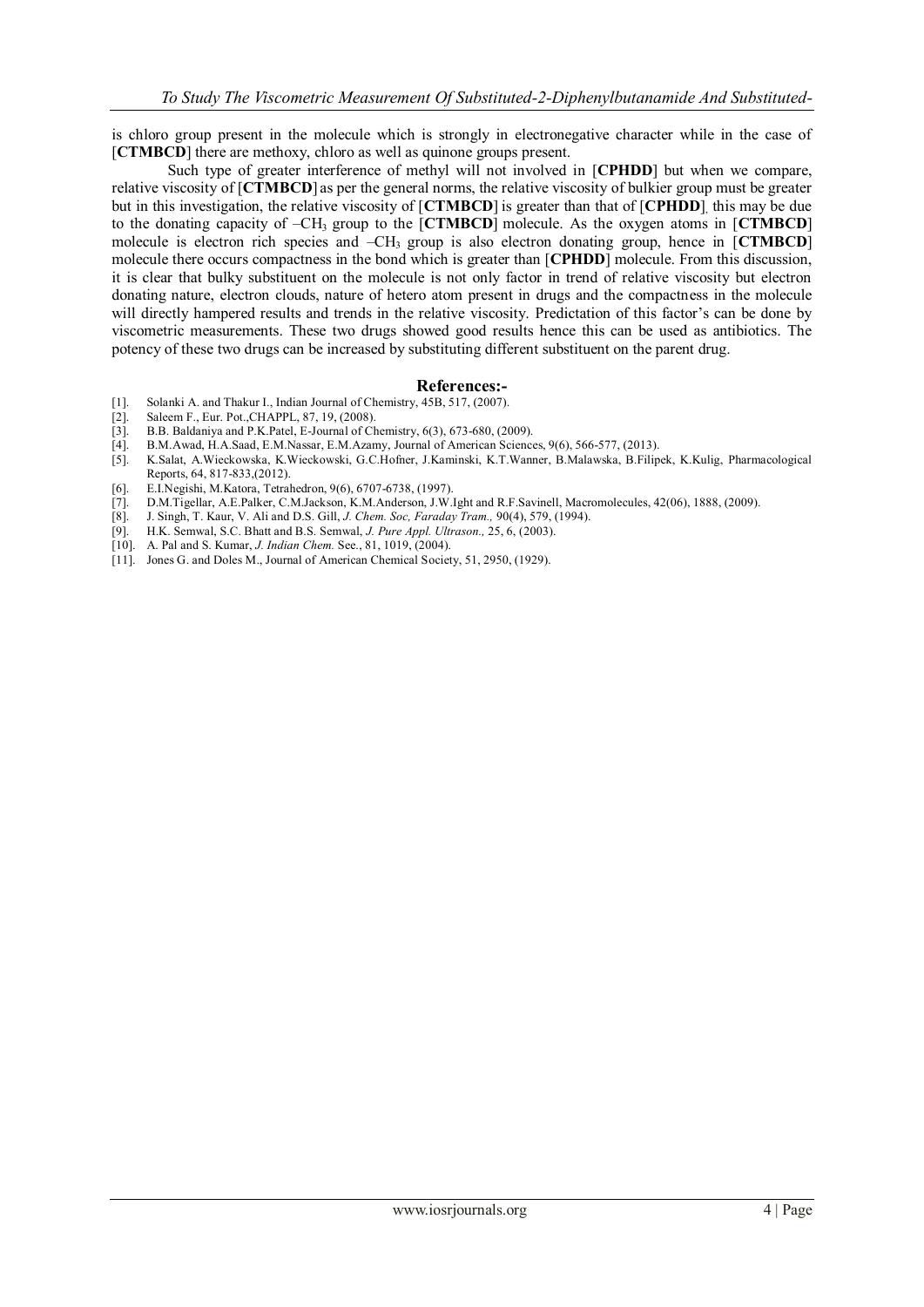is chloro group present in the molecule which is strongly in electronegative character while in the case of [**CTMBCD**] there are methoxy, chloro as well as quinone groups present.

Such type of greater interference of methyl will not involved in [**CPHDD**] but when we compare, relative viscosity of [**CTMBCD**] as per the general norms, the relative viscosity of bulkier group must be greater but in this investigation, the relative viscosity of [**CTMBCD**] is greater than that of [**CPHDD**], this may be due to the donating capacity of $-CH_3$ group to the [**CTMBCD**] molecule. As the oxygen atoms in [**CTMBCD**] molecule is electron rich species and $-CH_3$ group is also electron donating group, hence in [**CTMBCD**] molecule there occurs compactness in the bond which is greater than [**CPHDD**] molecule. From this discussion, it is clear that bulky substituent on the molecule is not only factor in trend of relative viscosity but electron donating nature, electron clouds, nature of hetero atom present in drugs and the compactness in the molecule will directly hampered results and trends in the relative viscosity. Predictation of this factor's can be done by viscometric measurements. These two drugs showed good results hence this can be used as antibiotics. The potency of these two drugs can be increased by substituting different substituent on the parent drug.

## References:-

[1]. Solanki A. and Thakur I., Indian Journal of Chemistry, 45B, 517, (2007).
[2]. Saleem F., Eur. Pot.,CHAPPL, 87, 19, (2008).
[3]. B.B. Baldaniya and P.K.Patel, E-Journal of Chemistry, 6(3), 673-680, (2009).
[4]. B.M.Awad, H.A.Saad, E.M.Nassar, E.M.Azamy, Journal of American Sciences, 9(6), 566-577, (2013).
[5]. K.Salat, A.Wieckowska, K.Wieckowski, G.C.Hofner, J.Kaminski, K.T.Wanner, B.Malawska, B.Filipek, K.Kulig, Pharmacological Reports, 64, 817-833,(2012).
[6]. E.I.Negishi, M.Katora, Tetrahedron, 9(6), 6707-6738, (1997).
[7]. D.M.Tigellar, A.E.Palker, C.M.Jackson, K.M.Anderson, J.W.Ight and R.F.Savinell, Macromolecules, 42(06), 1888, (2009).
[8]. J. Singh, T. Kaur, V. Ali and D.S. Gill, *J. Chem. Soc, Faraday Tram.,* 90(4), 579, (1994).
[9]. H.K. Semwal, S.C. Bhatt and B.S. Semwal, *J. Pure Appl. Ultrason.,* 25, 6, (2003).
[10]. A. Pal and S. Kumar, *J. Indian Chem.* See., 81, 1019, (2004).
[11]. Jones G. and Doles M., Journal of American Chemical Society, 51, 2950, (1929).